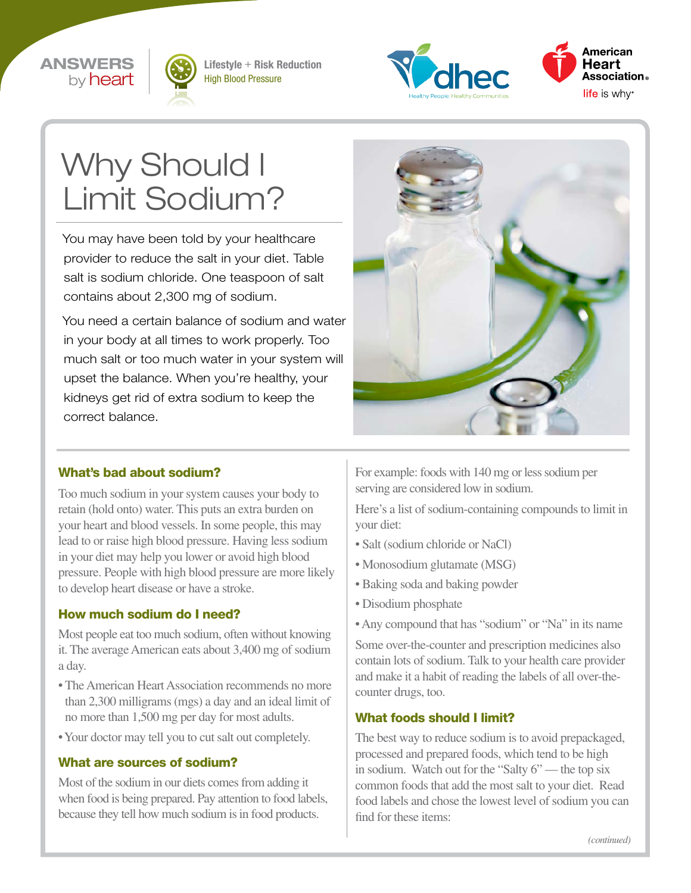ANSWERS by heart

Lifestyle + Risk Reduction
High Blood Pressure

# Why Should I Limit Sodium?

You may have been told by your healthcare provider to reduce the salt in your diet. Table salt is sodium chloride. One teaspoon of salt contains about 2,300 mg of sodium.

You need a certain balance of sodium and water in your body at all times to work properly. Too much salt or too much water in your system will upset the balance. When you're healthy, your kidneys get rid of extra sodium to keep the correct balance.

### What's bad about sodium?

Too much sodium in your system causes your body to retain (hold onto) water. This puts an extra burden on your heart and blood vessels. In some people, this may lead to or raise high blood pressure. Having less sodium in your diet may help you lower or avoid high blood pressure. People with high blood pressure are more likely to develop heart disease or have a stroke.

### How much sodium do I need?

Most people eat too much sodium, often without knowing it. The average American eats about 3,400 mg of sodium a day.

- The American Heart Association recommends no more than 2,300 milligrams (mgs) a day and an ideal limit of no more than 1,500 mg per day for most adults.
- Your doctor may tell you to cut salt out completely.

### What are sources of sodium?

Most of the sodium in our diets comes from adding it when food is being prepared. Pay attention to food labels, because they tell how much sodium is in food products.

For example: foods with 140 mg or less sodium per serving are considered low in sodium.

Here's a list of sodium-containing compounds to limit in your diet:

- Salt (sodium chloride or NaCl)
- Monosodium glutamate (MSG)
- Baking soda and baking powder
- Disodium phosphate
- Any compound that has "sodium" or "Na" in its name

Some over-the-counter and prescription medicines also contain lots of sodium. Talk to your health care provider and make it a habit of reading the labels of all over-the-counter drugs, too.

### What foods should I limit?

The best way to reduce sodium is to avoid prepackaged, processed and prepared foods, which tend to be high in sodium. Watch out for the "Salty 6" — the top six common foods that add the most salt to your diet. Read food labels and chose the lowest level of sodium you can find for these items:

*(continued)*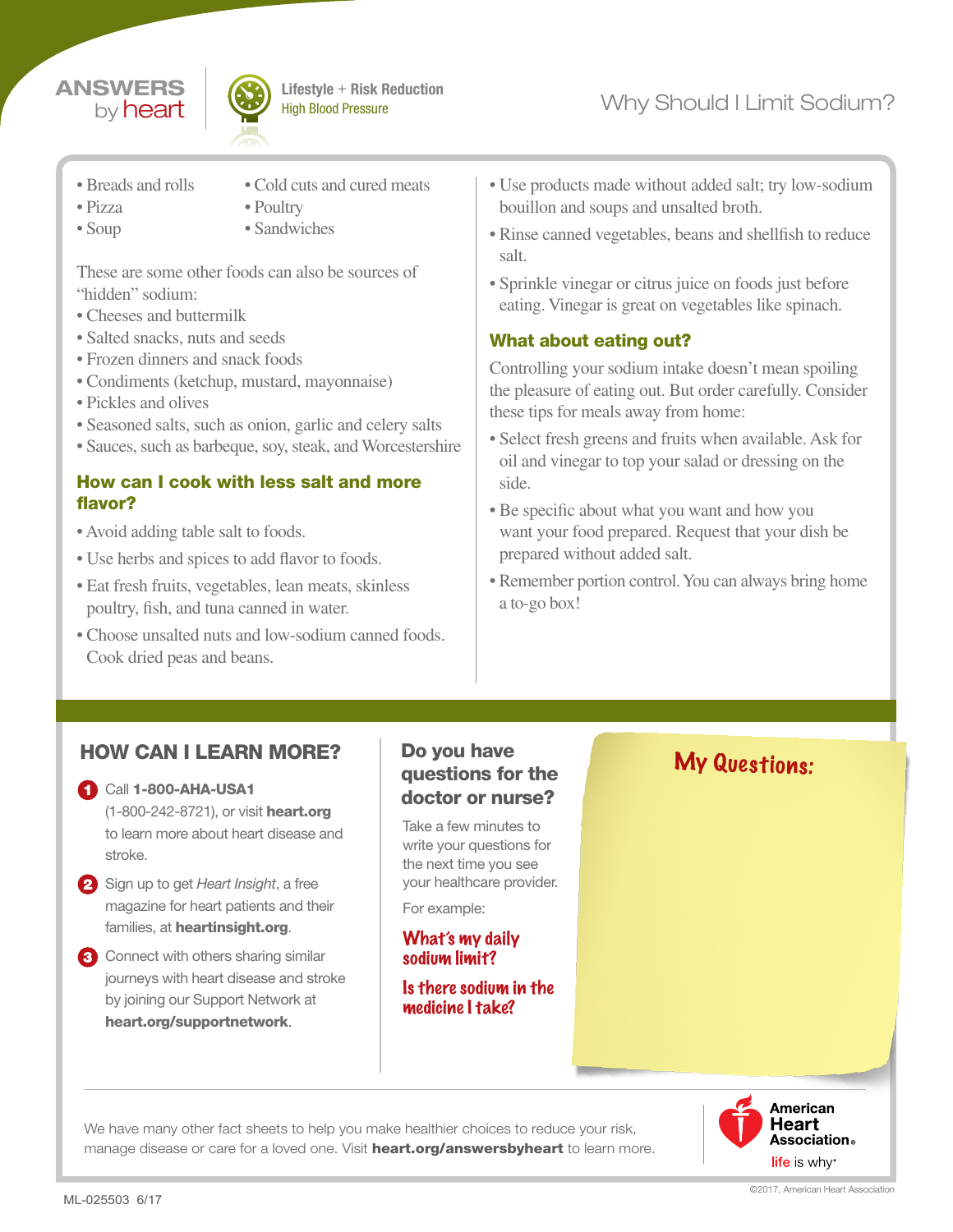- Breads and rolls
- Pizza
- Soup
- Cold cuts and cured meats
- Poultry
- Sandwiches

These are some other foods can also be sources of "hidden" sodium:

- Cheeses and buttermilk
- Salted snacks, nuts and seeds
- Frozen dinners and snack foods
- Condiments (ketchup, mustard, mayonnaise)
- Pickles and olives
- Seasoned salts, such as onion, garlic and celery salts
- Sauces, such as barbeque, soy, steak, and Worcestershire

### How can I cook with less salt and more flavor?

- Avoid adding table salt to foods.
- Use herbs and spices to add flavor to foods.
- Eat fresh fruits, vegetables, lean meats, skinless poultry, fish, and tuna canned in water.
- Choose unsalted nuts and low-sodium canned foods. Cook dried peas and beans.
- Use products made without added salt; try low-sodium bouillon and soups and unsalted broth.
- Rinse canned vegetables, beans and shellfish to reduce salt.
- Sprinkle vinegar or citrus juice on foods just before eating. Vinegar is great on vegetables like spinach.

### What about eating out?

Controlling your sodium intake doesn't mean spoiling the pleasure of eating out. But order carefully. Consider these tips for meals away from home:

- Select fresh greens and fruits when available. Ask for oil and vinegar to top your salad or dressing on the side.
- Be specific about what you want and how you want your food prepared. Request that your dish be prepared without added salt.
- Remember portion control. You can always bring home a to-go box!

## HOW CAN I LEARN MORE?

1. Call **1-800-AHA-USA1** (1-800-242-8721), or visit **heart.org** to learn more about heart disease and stroke.
2. Sign up to get *Heart Insight*, a free magazine for heart patients and their families, at **heartinsight.org**.
3. Connect with others sharing similar journeys with heart disease and stroke by joining our Support Network at **heart.org/supportnetwork**.

## Do you have questions for the doctor or nurse?

Take a few minutes to write your questions for the next time you see your healthcare provider.

For example:

**What's my daily sodium limit?**

**Is there sodium in the medicine I take?**

**My Questions:**

We have many other fact sheets to help you make healthier choices to reduce your risk, manage disease or care for a loved one. Visit **heart.org/answersbyheart** to learn more.

American Heart Association. life is why™

©2017, American Heart Association

ML-025503 6/17